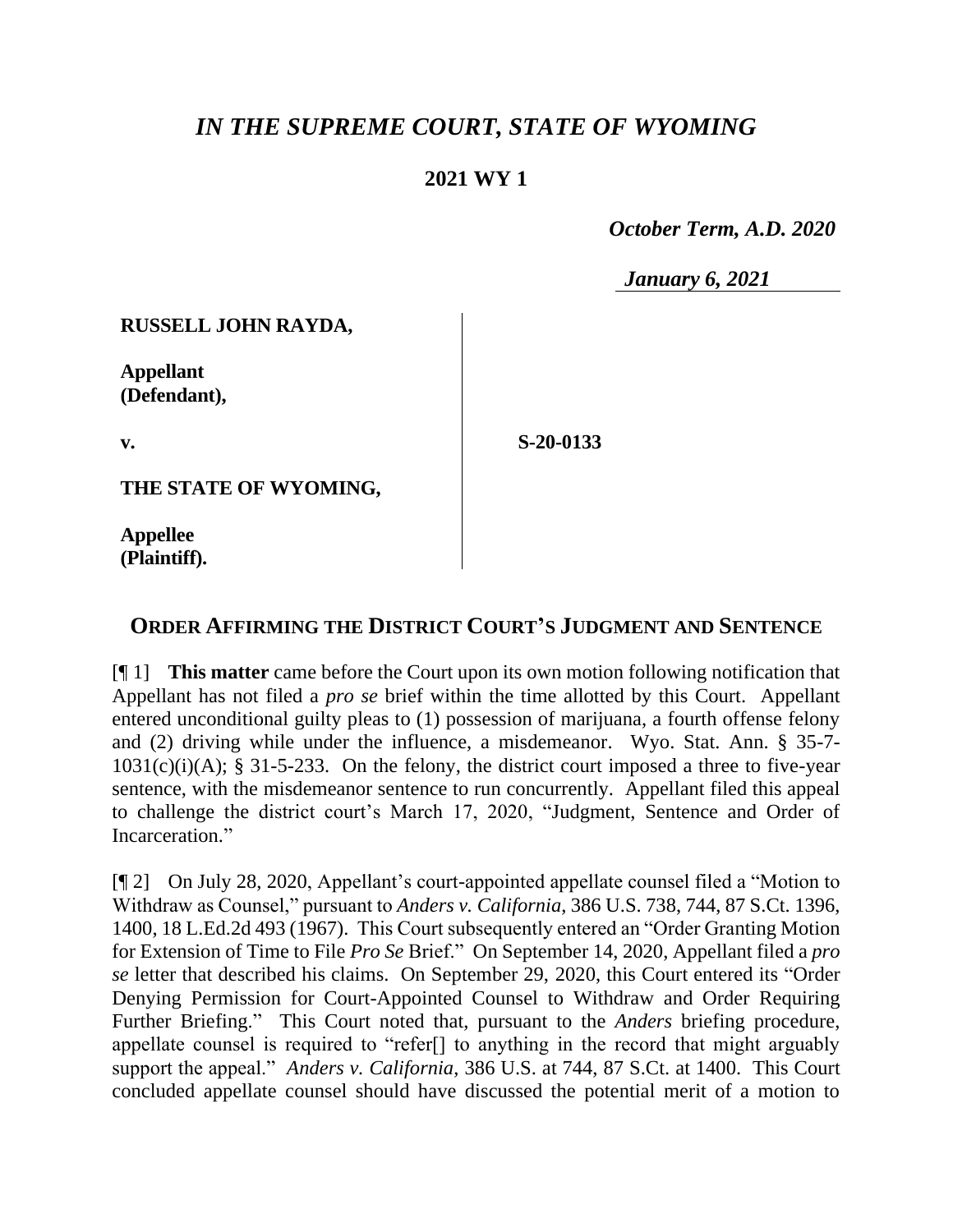# *IN THE SUPREME COURT, STATE OF WYOMING*

## 2021 WY 1

*October Term, A.D. 2020*

*January 6, 2021*

**RUSSELL JOHN RAYDA,**

**Appellant (Defendant),**

**v.**

**S-20-0133**

**THE STATE OF WYOMING,**

**Appellee (Plaintiff).**

## ORDER AFFIRMING THE DISTRICT COURT'S JUDGMENT AND SENTENCE

[¶ 1] **This matter** came before the Court upon its own motion following notification that Appellant has not filed a *pro se* brief within the time allotted by this Court. Appellant entered unconditional guilty pleas to (1) possession of marijuana, a fourth offense felony and (2) driving while under the influence, a misdemeanor. Wyo. Stat. Ann. § 35-7-1031(c)(i)(A); § 31-5-233. On the felony, the district court imposed a three to five-year sentence, with the misdemeanor sentence to run concurrently. Appellant filed this appeal to challenge the district court's March 17, 2020, "Judgment, Sentence and Order of Incarceration."

[¶ 2] On July 28, 2020, Appellant's court-appointed appellate counsel filed a "Motion to Withdraw as Counsel," pursuant to *Anders v. California*, 386 U.S. 738, 744, 87 S.Ct. 1396, 1400, 18 L.Ed.2d 493 (1967). This Court subsequently entered an "Order Granting Motion for Extension of Time to File *Pro Se* Brief." On September 14, 2020, Appellant filed a *pro se* letter that described his claims. On September 29, 2020, this Court entered its "Order Denying Permission for Court-Appointed Counsel to Withdraw and Order Requiring Further Briefing." This Court noted that, pursuant to the *Anders* briefing procedure, appellate counsel is required to "refer[] to anything in the record that might arguably support the appeal." *Anders v. California*, 386 U.S. at 744, 87 S.Ct. at 1400. This Court concluded appellate counsel should have discussed the potential merit of a motion to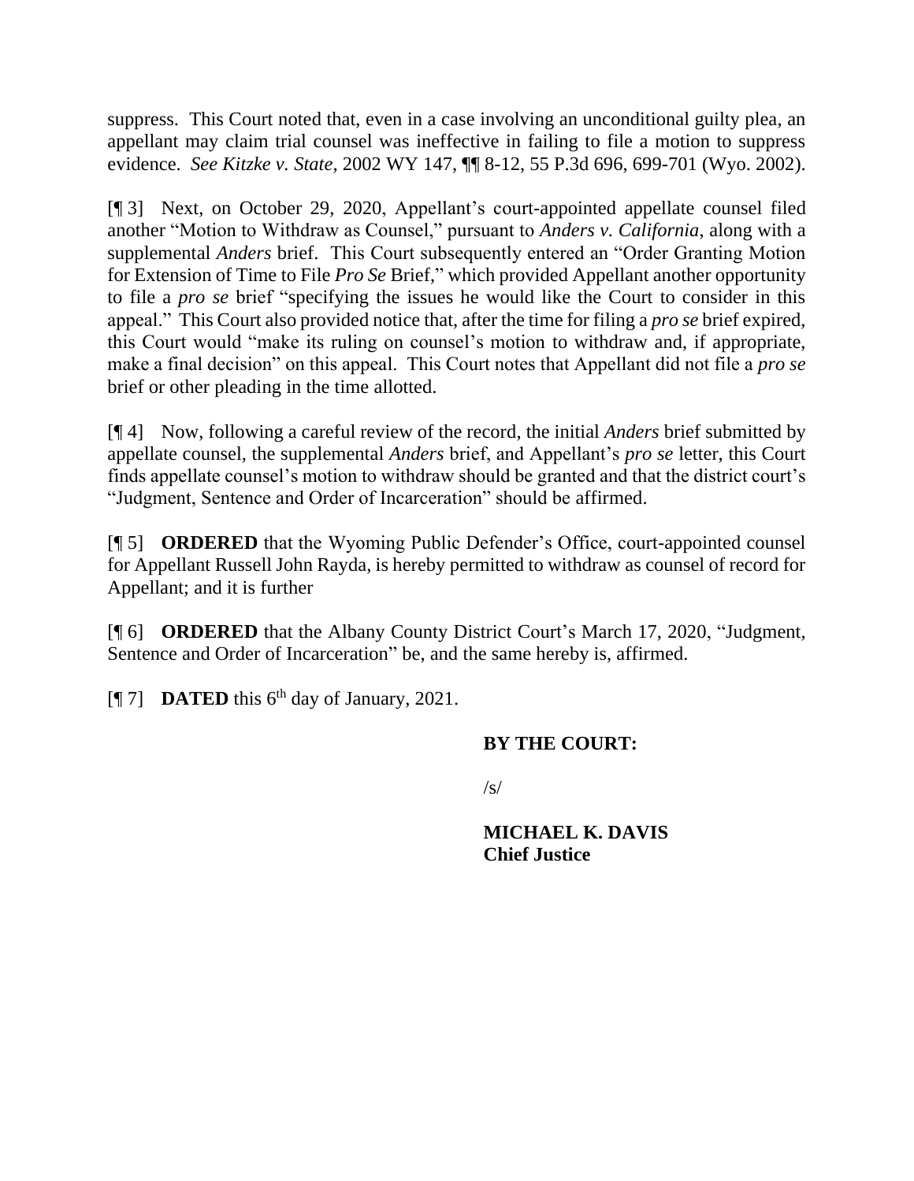suppress. This Court noted that, even in a case involving an unconditional guilty plea, an appellant may claim trial counsel was ineffective in failing to file a motion to suppress evidence. *See Kitzke v. State*, 2002 WY 147, ¶¶ 8-12, 55 P.3d 696, 699-701 (Wyo. 2002).

[¶ 3] Next, on October 29, 2020, Appellant's court-appointed appellate counsel filed another "Motion to Withdraw as Counsel," pursuant to *Anders v. California*, along with a supplemental *Anders* brief. This Court subsequently entered an "Order Granting Motion for Extension of Time to File *Pro Se* Brief," which provided Appellant another opportunity to file a *pro se* brief "specifying the issues he would like the Court to consider in this appeal." This Court also provided notice that, after the time for filing a *pro se* brief expired, this Court would "make its ruling on counsel's motion to withdraw and, if appropriate, make a final decision" on this appeal. This Court notes that Appellant did not file a *pro se* brief or other pleading in the time allotted.

[¶ 4] Now, following a careful review of the record, the initial *Anders* brief submitted by appellate counsel, the supplemental *Anders* brief, and Appellant's *pro se* letter, this Court finds appellate counsel's motion to withdraw should be granted and that the district court's "Judgment, Sentence and Order of Incarceration" should be affirmed.

[¶ 5] **ORDERED** that the Wyoming Public Defender's Office, court-appointed counsel for Appellant Russell John Rayda, is hereby permitted to withdraw as counsel of record for Appellant; and it is further

[¶ 6] **ORDERED** that the Albany County District Court's March 17, 2020, "Judgment, Sentence and Order of Incarceration" be, and the same hereby is, affirmed.

[¶ 7] **DATED** this 6th day of January, 2021.

**BY THE COURT:**

/s/

**MICHAEL K. DAVIS**
**Chief Justice**